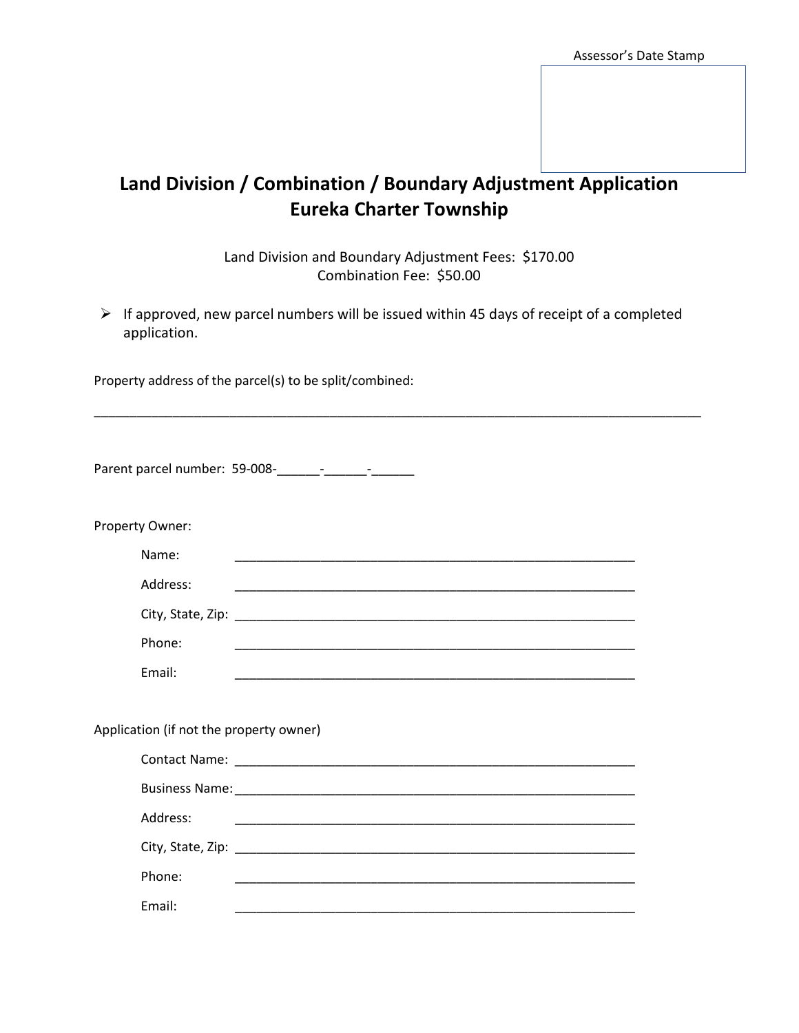Assessor's Date Stamp

# Land Division / Combination / Boundary Adjustment Application
# Eureka Charter Township

Land Division and Boundary Adjustment Fees: $170.00
Combination Fee: $50.00

- If approved, new parcel numbers will be issued within 45 days of receipt of a completed application.

Property address of the parcel(s) to be split/combined:

_____________________________________________________________________________________

Parent parcel number: 59-008-______-______-______

Property Owner:

Name: ___________________________________________________________

Address: ___________________________________________________________

City, State, Zip: ___________________________________________________________

Phone: ___________________________________________________________

Email: ___________________________________________________________

Application (if not the property owner)

Contact Name: ___________________________________________________________

Business Name: ___________________________________________________________

Address: ___________________________________________________________

City, State, Zip: ___________________________________________________________

Phone: ___________________________________________________________

Email: ___________________________________________________________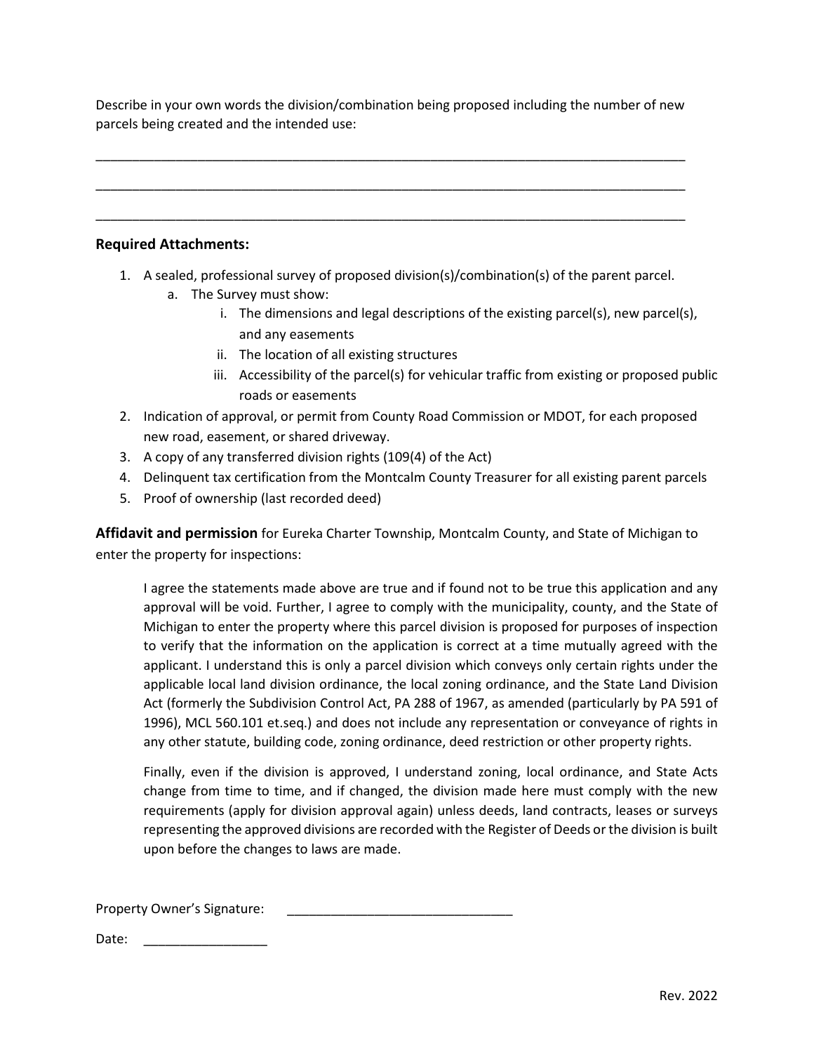Describe in your own words the division/combination being proposed including the number of new parcels being created and the intended use:

_____________________________________________________________________________________

_____________________________________________________________________________________

_____________________________________________________________________________________

**Required Attachments:**

1. A sealed, professional survey of proposed division(s)/combination(s) of the parent parcel.
    a. The Survey must show:
        i. The dimensions and legal descriptions of the existing parcel(s), new parcel(s), and any easements
        ii. The location of all existing structures
        iii. Accessibility of the parcel(s) for vehicular traffic from existing or proposed public roads or easements
2. Indication of approval, or permit from County Road Commission or MDOT, for each proposed new road, easement, or shared driveway.
3. A copy of any transferred division rights (109(4) of the Act)
4. Delinquent tax certification from the Montcalm County Treasurer for all existing parent parcels
5. Proof of ownership (last recorded deed)

**Affidavit and permission** for Eureka Charter Township, Montcalm County, and State of Michigan to enter the property for inspections:

> I agree the statements made above are true and if found not to be true this application and any approval will be void. Further, I agree to comply with the municipality, county, and the State of Michigan to enter the property where this parcel division is proposed for purposes of inspection to verify that the information on the application is correct at a time mutually agreed with the applicant. I understand this is only a parcel division which conveys only certain rights under the applicable local land division ordinance, the local zoning ordinance, and the State Land Division Act (formerly the Subdivision Control Act, PA 288 of 1967, as amended (particularly by PA 591 of 1996), MCL 560.101 et.seq.) and does not include any representation or conveyance of rights in any other statute, building code, zoning ordinance, deed restriction or other property rights.
>
> Finally, even if the division is approved, I understand zoning, local ordinance, and State Acts change from time to time, and if changed, the division made here must comply with the new requirements (apply for division approval again) unless deeds, land contracts, leases or surveys representing the approved divisions are recorded with the Register of Deeds or the division is built upon before the changes to laws are made.

Property Owner's Signature: _______________________________

Date: _________________

Rev. 2022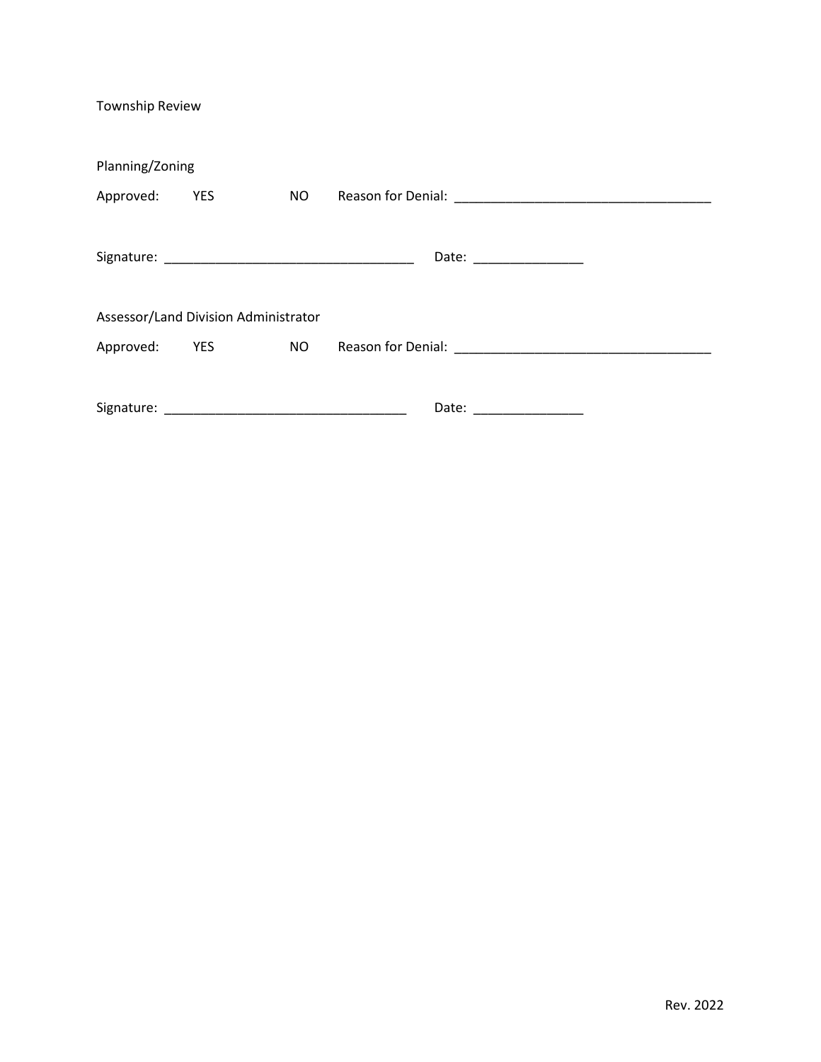Township Review

Planning/Zoning

Approved: YES NO Reason for Denial: ___________________________________

Signature: _________________________________ Date: _______________

Assessor/Land Division Administrator

Approved: YES NO Reason for Denial: ___________________________________

Signature: ________________________________ Date: _______________

Rev. 2022